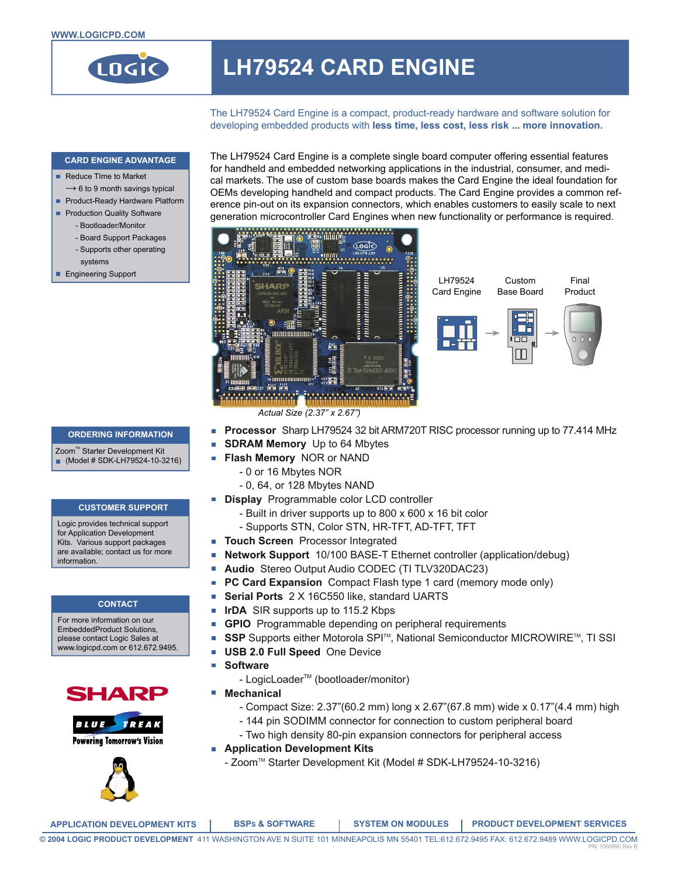WWW.LOGICPD.COM

# LH79524 CARD ENGINE

The LH79524 Card Engine is a compact, product-ready hardware and software solution for developing embedded products with **less time, less cost, less risk ... more innovation.**

### CARD ENGINE ADVANTAGE

- Reduce TIme to Market
  - ⟶ 6 to 9 month savings typical
- Product-Ready Hardware Platform
- Production Quality Software
  - Bootloader/Monitor
  - Board Support Packages
  - Supports other operating systems
- Engineering Support

The LH79524 Card Engine is a complete single board computer offering essential features for handheld and embedded networking applications in the industrial, consumer, and medical markets. The use of custom base boards makes the Card Engine the ideal foundation for OEMs developing handheld and compact products. The Card Engine provides a common reference pin-out on its expansion connectors, which enables customers to easily scale to next generation microcontroller Card Engines when new functionality or performance is required.

*Actual Size (2.37" x 2.67")*

LH79524 Card Engine → Custom Base Board → Final Product

### ORDERING INFORMATION

Zoom™ Starter Development Kit
- (Model # SDK-LH79524-10-3216)

### CUSTOMER SUPPORT

Logic provides technical support for Application Development Kits. Various support packages are available; contact us for more information.

### CONTACT

For more information on our EmbeddedProduct Solutions, please contact Logic Sales at www.logicpd.com or 612.672.9495.

- **Processor** Sharp LH79524 32 bit ARM720T RISC processor running up to 77.414 MHz
- **SDRAM Memory** Up to 64 Mbytes
- **Flash Memory** NOR or NAND
  - 0 or 16 Mbytes NOR
  - 0, 64, or 128 Mbytes NAND
- **Display** Programmable color LCD controller
  - Built in driver supports up to 800 x 600 x 16 bit color
  - Supports STN, Color STN, HR-TFT, AD-TFT, TFT
- **Touch Screen** Processor Integrated
- **Network Support** 10/100 BASE-T Ethernet controller (application/debug)
- **Audio** Stereo Output Audio CODEC (TI TLV320DAC23)
- **PC Card Expansion** Compact Flash type 1 card (memory mode only)
- **Serial Ports** 2 X 16C550 like, standard UARTS
- **IrDA** SIR supports up to 115.2 Kbps
- **GPIO** Programmable depending on peripheral requirements
- **SSP** Supports either Motorola SPI™, National Semiconductor MICROWIRE™, TI SSI
- **USB 2.0 Full Speed** One Device
- **Software**
  - LogicLoader™ (bootloader/monitor)
- **Mechanical**
  - Compact Size: 2.37"(60.2 mm) long x 2.67"(67.8 mm) wide x 0.17"(4.4 mm) high
  - 144 pin SODIMM connector for connection to custom peripheral board
  - Two high density 80-pin expansion connectors for peripheral access
- **Application Development Kits**
  - Zoom™ Starter Development Kit (Model # SDK-LH79524-10-3216)

SHARP

BLUE STREAK — Powering Tomorrow's Vision

APPLICATION DEVELOPMENT KITS | BSPs & SOFTWARE | SYSTEM ON MODULES | PRODUCT DEVELOPMENT SERVICES

© 2004 LOGIC PRODUCT DEVELOPMENT 411 WASHINGTON AVE N SUITE 101 MINNEAPOLIS MN 55401 TEL:612.672.9495 FAX: 612.672.9489 WWW.LOGICPD.COM

PN: 1000990 Rev B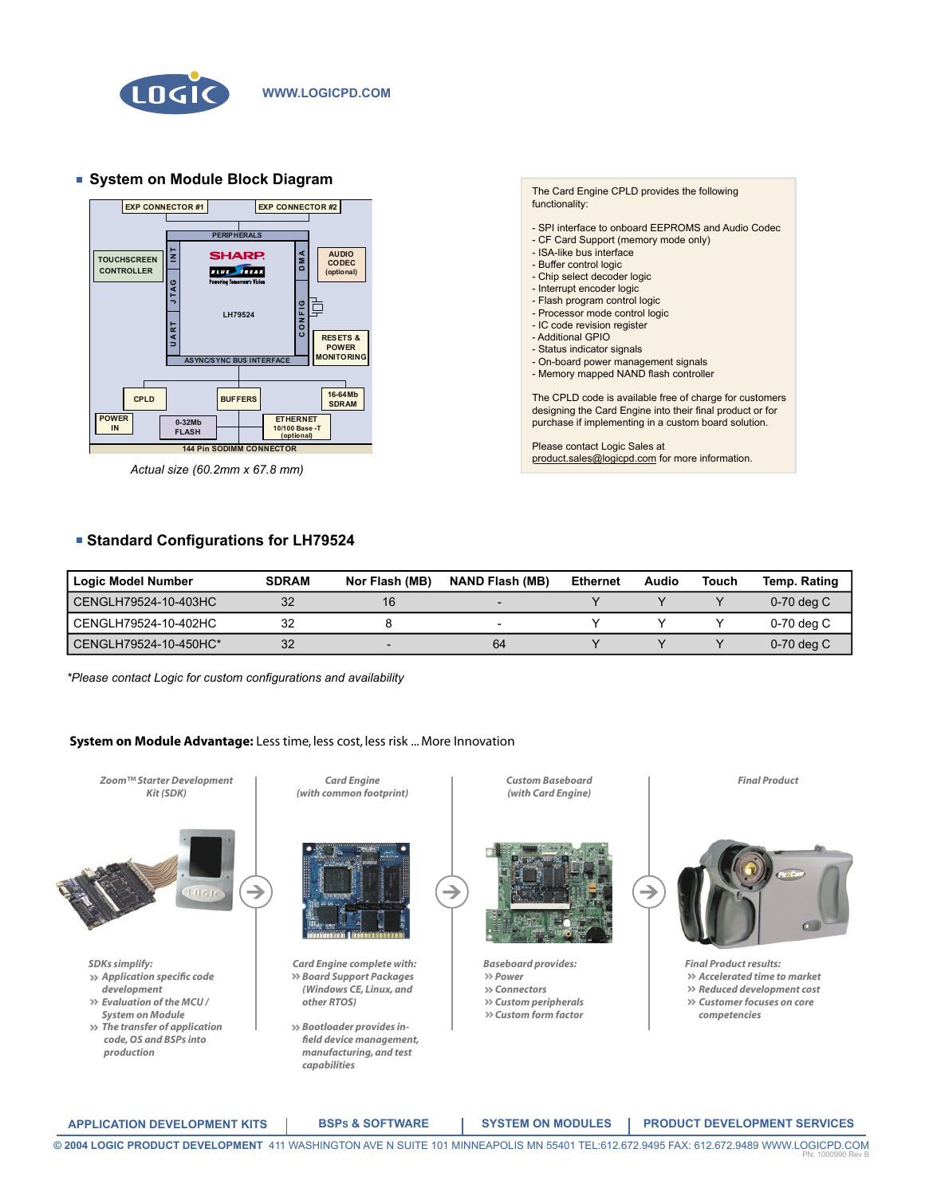WWW.LOGICPD.COM

## System on Module Block Diagram

EXP CONNECTOR #1
EXP CONNECTOR #2
PERIPHERALS
TOUCHSCREEN CONTROLLER
INT
JTAG
UART
SHARP
LH79524
DMA
CONFIG
AUDIO CODEC (optional)
RESETS & POWER MONITORING
ASYNC/SYNC BUS INTERFACE
CPLD
BUFFERS
16-64Mb SDRAM
POWER IN
0-32Mb FLASH
ETHERNET 10/100 Base -T (optional)
144 Pin SODIMM CONNECTOR

*Actual size (60.2mm x 67.8 mm)*

The Card Engine CPLD provides the following functionality:

- SPI interface to onboard EEPROMS and Audio Codec
- CF Card Support (memory mode only)
- ISA-like bus interface
- Buffer control logic
- Chip select decoder logic
- Interrupt encoder logic
- Flash program control logic
- Processor mode control logic
- IC code revision register
- Additional GPIO
- Status indicator signals
- On-board power management signals
- Memory mapped NAND flash controller

The CPLD code is available free of charge for customers designing the Card Engine into their final product or for purchase if implementing in a custom board solution.

Please contact Logic Sales at product.sales@logicpd.com for more information.

## Standard Configurations for LH79524

| Logic Model Number | SDRAM | Nor Flash (MB) | NAND Flash (MB) | Ethernet | Audio | Touch | Temp. Rating |
|---|---|---|---|---|---|---|---|
| CENGLH79524-10-403HC | 32 | 16 | - | Y | Y | Y | 0-70 deg C |
| CENGLH79524-10-402HC | 32 | 8 | - | Y | Y | Y | 0-70 deg C |
| CENGLH79524-10-450HC* | 32 | - | 64 | Y | Y | Y | 0-70 deg C |

*\*Please contact Logic for custom configurations and availability*

**System on Module Advantage:** Less time, less cost, less risk ... More Innovation

*Zoom™ Starter Development Kit (SDK)*

*SDKs simplify:*
- *Application specific code development*
- *Evaluation of the MCU / System on Module*
- *The transfer of application code, OS and BSPs into production*

*Card Engine (with common footprint)*

*Card Engine complete with:*
- *Board Support Packages (Windows CE, Linux, and other RTOS)*
- *Bootloader provides in-field device management, manufacturing, and test capabilities*

*Custom Baseboard (with Card Engine)*

*Baseboard provides:*
- *Power*
- *Connectors*
- *Custom peripherals*
- *Custom form factor*

*Final Product*

*Final Product results:*
- *Accelerated time to market*
- *Reduced development cost*
- *Customer focuses on core competencies*

APPLICATION DEVELOPMENT KITS | BSPs & SOFTWARE | SYSTEM ON MODULES | PRODUCT DEVELOPMENT SERVICES

© 2004 LOGIC PRODUCT DEVELOPMENT 411 WASHINGTON AVE N SUITE 101 MINNEAPOLIS MN 55401 TEL:612.672.9495 FAX: 612.672.9489 WWW.LOGICPD.COM
PN: 1000990 Rev B